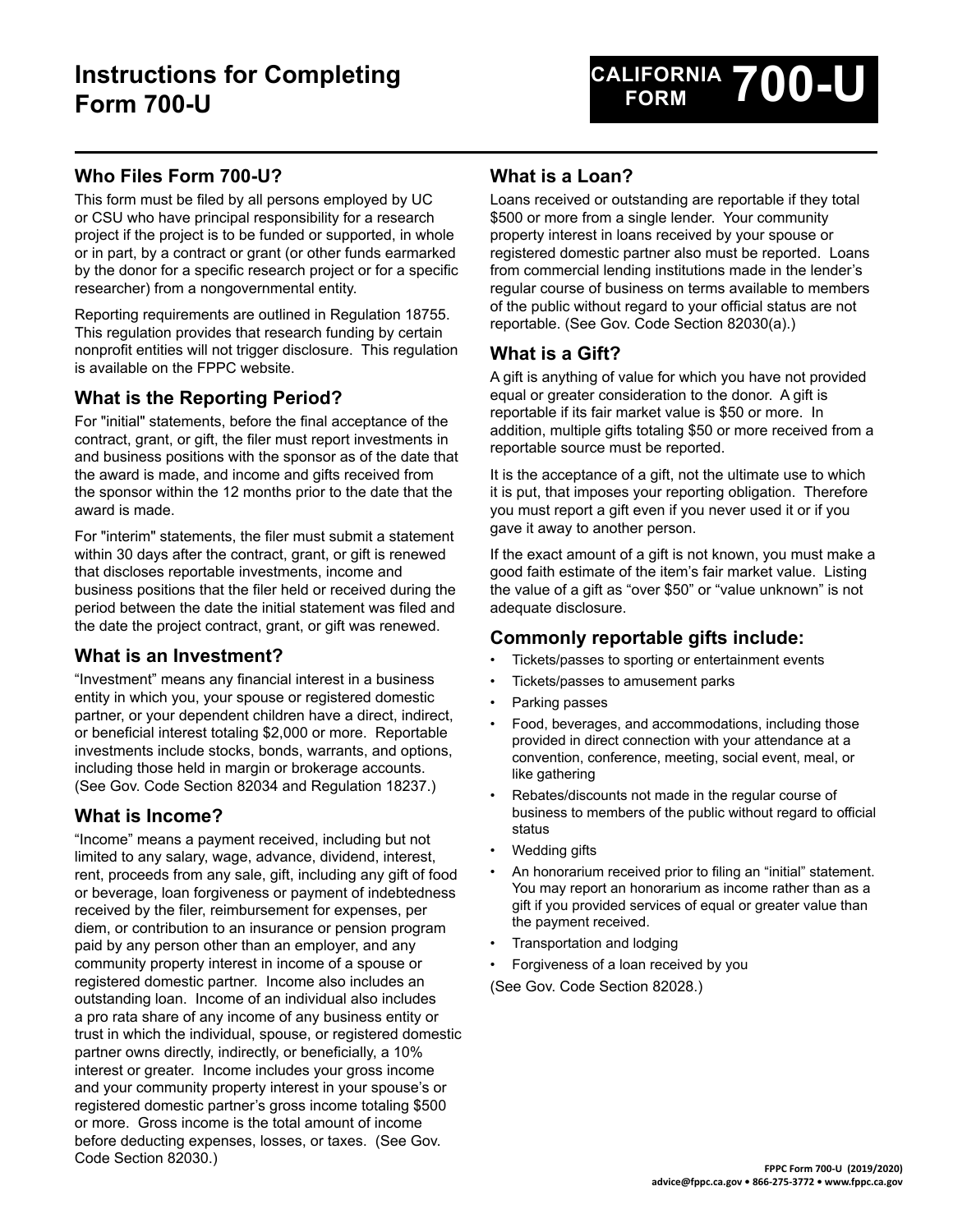# Instructions for Completing Form 700-U

**CALIFORNIA FORM 700-U**

## Who Files Form 700-U?

This form must be filed by all persons employed by UC or CSU who have principal responsibility for a research project if the project is to be funded or supported, in whole or in part, by a contract or grant (or other funds earmarked by the donor for a specific research project or for a specific researcher) from a nongovernmental entity.

Reporting requirements are outlined in Regulation 18755. This regulation provides that research funding by certain nonprofit entities will not trigger disclosure. This regulation is available on the FPPC website.

## What is the Reporting Period?

For "initial" statements, before the final acceptance of the contract, grant, or gift, the filer must report investments in and business positions with the sponsor as of the date that the award is made, and income and gifts received from the sponsor within the 12 months prior to the date that the award is made.

For "interim" statements, the filer must submit a statement within 30 days after the contract, grant, or gift is renewed that discloses reportable investments, income and business positions that the filer held or received during the period between the date the initial statement was filed and the date the project contract, grant, or gift was renewed.

## What is an Investment?

"Investment" means any financial interest in a business entity in which you, your spouse or registered domestic partner, or your dependent children have a direct, indirect, or beneficial interest totaling $2,000 or more. Reportable investments include stocks, bonds, warrants, and options, including those held in margin or brokerage accounts. (See Gov. Code Section 82034 and Regulation 18237.)

## What is Income?

"Income" means a payment received, including but not limited to any salary, wage, advance, dividend, interest, rent, proceeds from any sale, gift, including any gift of food or beverage, loan forgiveness or payment of indebtedness received by the filer, reimbursement for expenses, per diem, or contribution to an insurance or pension program paid by any person other than an employer, and any community property interest in income of a spouse or registered domestic partner. Income also includes an outstanding loan. Income of an individual also includes a pro rata share of any income of any business entity or trust in which the individual, spouse, or registered domestic partner owns directly, indirectly, or beneficially, a 10% interest or greater. Income includes your gross income and your community property interest in your spouse's or registered domestic partner's gross income totaling $500 or more. Gross income is the total amount of income before deducting expenses, losses, or taxes. (See Gov. Code Section 82030.)

## What is a Loan?

Loans received or outstanding are reportable if they total $500 or more from a single lender. Your community property interest in loans received by your spouse or registered domestic partner also must be reported. Loans from commercial lending institutions made in the lender's regular course of business on terms available to members of the public without regard to your official status are not reportable. (See Gov. Code Section 82030(a).)

## What is a Gift?

A gift is anything of value for which you have not provided equal or greater consideration to the donor. A gift is reportable if its fair market value is $50 or more. In addition, multiple gifts totaling $50 or more received from a reportable source must be reported.

It is the acceptance of a gift, not the ultimate use to which it is put, that imposes your reporting obligation. Therefore you must report a gift even if you never used it or if you gave it away to another person.

If the exact amount of a gift is not known, you must make a good faith estimate of the item's fair market value. Listing the value of a gift as "over $50" or "value unknown" is not adequate disclosure.

## Commonly reportable gifts include:

- Tickets/passes to sporting or entertainment events
- Tickets/passes to amusement parks
- Parking passes
- Food, beverages, and accommodations, including those provided in direct connection with your attendance at a convention, conference, meeting, social event, meal, or like gathering
- Rebates/discounts not made in the regular course of business to members of the public without regard to official status
- Wedding gifts
- An honorarium received prior to filing an "initial" statement. You may report an honorarium as income rather than as a gift if you provided services of equal or greater value than the payment received.
- Transportation and lodging
- Forgiveness of a loan received by you

(See Gov. Code Section 82028.)

FPPC Form 700-U (2019/2020)
advice@fppc.ca.gov • 866-275-3772 • www.fppc.ca.gov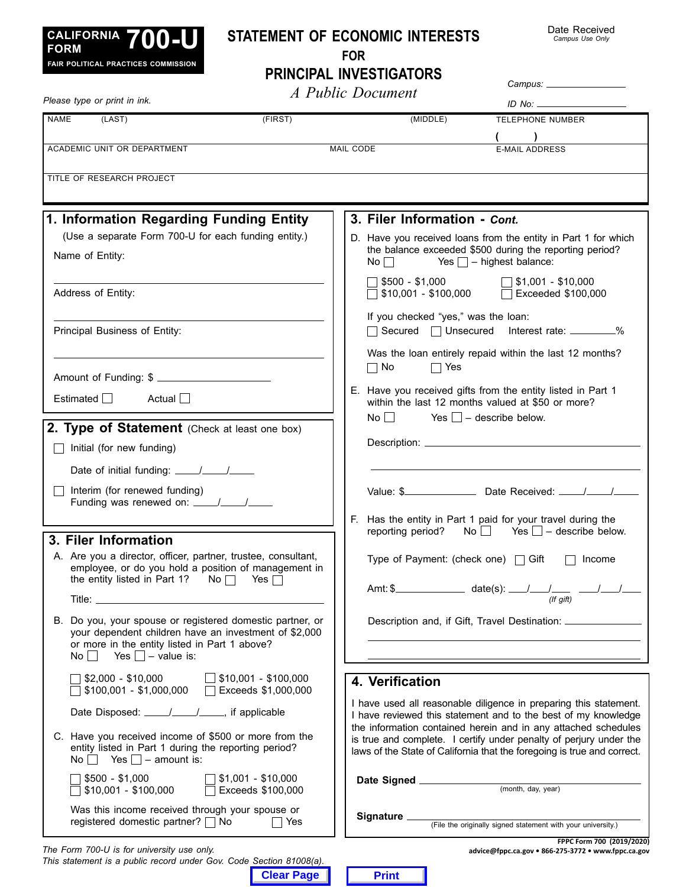**CALIFORNIA FORM 700-U**
FAIR POLITICAL PRACTICES COMMISSION

# STATEMENT OF ECONOMIC INTERESTS FOR PRINCIPAL INVESTIGATORS

*A Public Document*

Date Received
*Campus Use Only*

*Campus:* ____________

*ID No:* ____________

*Please type or print in ink.*

| NAME (LAST) | (FIRST) | (MIDDLE) | TELEPHONE NUMBER ( ) |
|---|---|---|---|
| ACADEMIC UNIT OR DEPARTMENT | | MAIL CODE | E-MAIL ADDRESS |
| TITLE OF RESEARCH PROJECT | | | |

## 1. Information Regarding Funding Entity

(Use a separate Form 700-U for each funding entity.)

Name of Entity: ____________

Address of Entity: ____________

Principal Business of Entity: ____________

Amount of Funding: $ ____________

Estimated ☐ Actual ☐

## 2. Type of Statement (Check at least one box)

☐ Initial (for new funding)

Date of initial funding: ____/____/____

☐ Interim (for renewed funding)
Funding was renewed on: ____/____/____

## 3. Filer Information

A. Are you a director, officer, partner, trustee, consultant, employee, or do you hold a position of management in the entity listed in Part 1? No ☐ Yes ☐

Title: ____________

B. Do you, your spouse or registered domestic partner, or your dependent children have an investment of $2,000 or more in the entity listed in Part 1 above?
No ☐ Yes ☐ – value is:

☐ $2,000 - $10,000 ☐ $10,001 - $100,000
☐ $100,001 - $1,000,000 ☐ Exceeds $1,000,000

Date Disposed: ____/____/____, if applicable

C. Have you received income of $500 or more from the entity listed in Part 1 during the reporting period?
No ☐ Yes ☐ – amount is:

☐ $500 - $1,000 ☐ $1,001 - $10,000
☐ $10,001 - $100,000 ☐ Exceeds $100,000

Was this income received through your spouse or registered domestic partner? ☐ No ☐ Yes

## 3. Filer Information - *Cont.*

D. Have you received loans from the entity in Part 1 for which the balance exceeded $500 during the reporting period?
No ☐ Yes ☐ – highest balance:

☐ $500 - $1,000 ☐ $1,001 - $10,000
☐ $10,001 - $100,000 ☐ Exceeded $100,000

If you checked "yes," was the loan:
☐ Secured ☐ Unsecured Interest rate: ________%

Was the loan entirely repaid within the last 12 months?
☐ No ☐ Yes

E. Have you received gifts from the entity listed in Part 1 within the last 12 months valued at $50 or more?
No ☐ Yes ☐ – describe below.

Description: ____________

Value: $____________ Date Received: ____/____/____

F. Has the entity in Part 1 paid for your travel during the reporting period? No ☐ Yes ☐ – describe below.

Type of Payment: (check one) ☐ Gift ☐ Income

Amt: $____________ date(s): ___/___/___ ___/___/___
*(If gift)*

Description and, if Gift, Travel Destination: ____________

## 4. Verification

I have used all reasonable diligence in preparing this statement. I have reviewed this statement and to the best of my knowledge the information contained herein and in any attached schedules is true and complete. I certify under penalty of perjury under the laws of the State of California that the foregoing is true and correct.

**Date Signed** ____________
(month, day, year)

**Signature** ____________
(File the originally signed statement with your university.)

*The Form 700-U is for university use only.*
*This statement is a public record under Gov. Code Section 81008(a).*

FPPC Form 700 (2019/2020)
advice@fppc.ca.gov • 866-275-3772 • www.fppc.ca.gov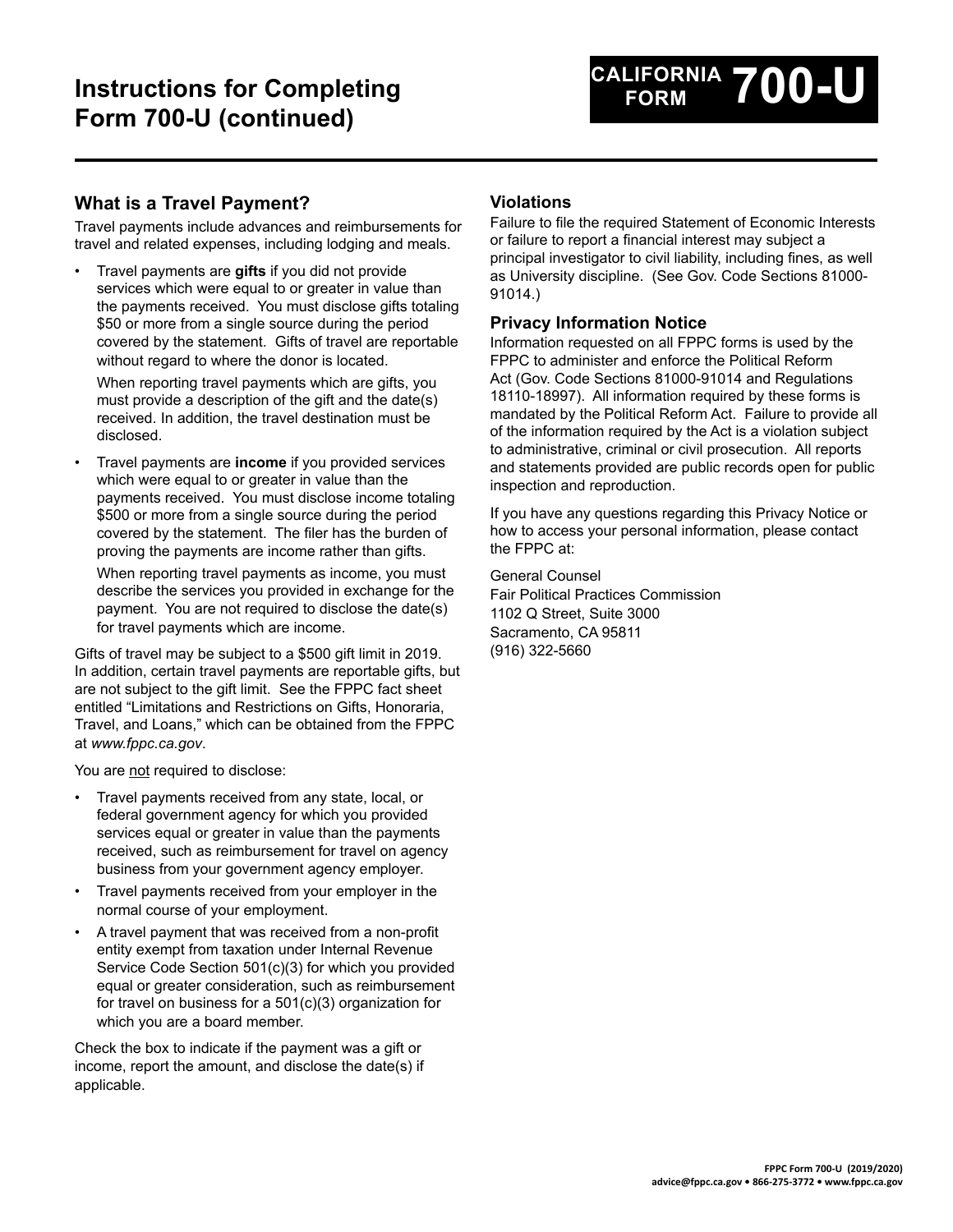# Instructions for Completing Form 700-U (continued)

**CALIFORNIA FORM 700-U**

## What is a Travel Payment?

Travel payments include advances and reimbursements for travel and related expenses, including lodging and meals.

- Travel payments are **gifts** if you did not provide services which were equal to or greater in value than the payments received. You must disclose gifts totaling $50 or more from a single source during the period covered by the statement. Gifts of travel are reportable without regard to where the donor is located.

  When reporting travel payments which are gifts, you must provide a description of the gift and the date(s) received. In addition, the travel destination must be disclosed.

- Travel payments are **income** if you provided services which were equal to or greater in value than the payments received. You must disclose income totaling $500 or more from a single source during the period covered by the statement. The filer has the burden of proving the payments are income rather than gifts.

  When reporting travel payments as income, you must describe the services you provided in exchange for the payment. You are not required to disclose the date(s) for travel payments which are income.

Gifts of travel may be subject to a $500 gift limit in 2019. In addition, certain travel payments are reportable gifts, but are not subject to the gift limit. See the FPPC fact sheet entitled "Limitations and Restrictions on Gifts, Honoraria, Travel, and Loans," which can be obtained from the FPPC at *www.fppc.ca.gov*.

You are <u>not</u> required to disclose:

- Travel payments received from any state, local, or federal government agency for which you provided services equal or greater in value than the payments received, such as reimbursement for travel on agency business from your government agency employer.
- Travel payments received from your employer in the normal course of your employment.
- A travel payment that was received from a non-profit entity exempt from taxation under Internal Revenue Service Code Section 501(c)(3) for which you provided equal or greater consideration, such as reimbursement for travel on business for a 501(c)(3) organization for which you are a board member.

Check the box to indicate if the payment was a gift or income, report the amount, and disclose the date(s) if applicable.

### Violations

Failure to file the required Statement of Economic Interests or failure to report a financial interest may subject a principal investigator to civil liability, including fines, as well as University discipline. (See Gov. Code Sections 81000-91014.)

### Privacy Information Notice

Information requested on all FPPC forms is used by the FPPC to administer and enforce the Political Reform Act (Gov. Code Sections 81000-91014 and Regulations 18110-18997). All information required by these forms is mandated by the Political Reform Act. Failure to provide all of the information required by the Act is a violation subject to administrative, criminal or civil prosecution. All reports and statements provided are public records open for public inspection and reproduction.

If you have any questions regarding this Privacy Notice or how to access your personal information, please contact the FPPC at:

General Counsel
Fair Political Practices Commission
1102 Q Street, Suite 3000
Sacramento, CA 95811
(916) 322-5660